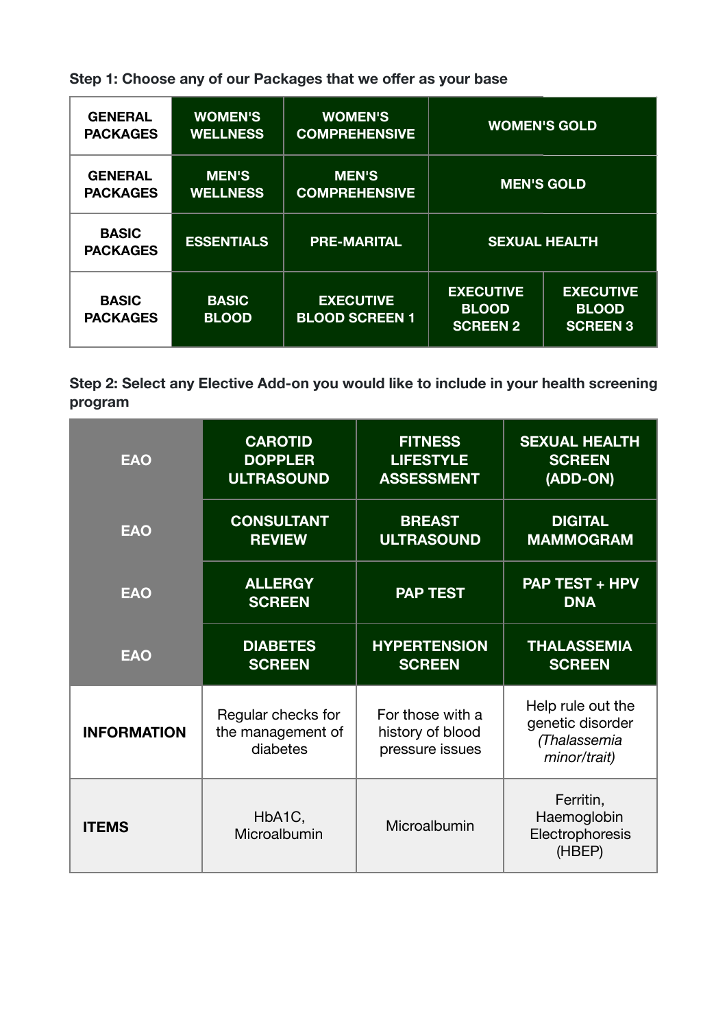**Step 1: Choose any of our Packages that we offer as your base**

| | | | | |
|---|---|---|---|---|
| **GENERAL PACKAGES** | **WOMEN'S WELLNESS** | **WOMEN'S COMPREHENSIVE** | **WOMEN'S GOLD** | |
| **GENERAL PACKAGES** | **MEN'S WELLNESS** | **MEN'S COMPREHENSIVE** | **MEN'S GOLD** | |
| **BASIC PACKAGES** | **ESSENTIALS** | **PRE-MARITAL** | **SEXUAL HEALTH** | |
| **BASIC PACKAGES** | **BASIC BLOOD** | **EXECUTIVE BLOOD SCREEN 1** | **EXECUTIVE BLOOD SCREEN 2** | **EXECUTIVE BLOOD SCREEN 3** |

**Step 2: Select any Elective Add-on you would like to include in your health screening program**

| | | | |
|---|---|---|---|
| **EAO** | **CAROTID DOPPLER ULTRASOUND** | **FITNESS LIFESTYLE ASSESSMENT** | **SEXUAL HEALTH SCREEN (ADD-ON)** |
| **EAO** | **CONSULTANT REVIEW** | **BREAST ULTRASOUND** | **DIGITAL MAMMOGRAM** |
| **EAO** | **ALLERGY SCREEN** | **PAP TEST** | **PAP TEST + HPV DNA** |
| **EAO** | **DIABETES SCREEN** | **HYPERTENSION SCREEN** | **THALASSEMIA SCREEN** |
| **INFORMATION** | Regular checks for the management of diabetes | For those with a history of blood pressure issues | Help rule out the genetic disorder *(Thalassemia minor/trait)* |
| **ITEMS** | HbA1C, Microalbumin | Microalbumin | Ferritin, Haemoglobin Electrophoresis (HBEP) |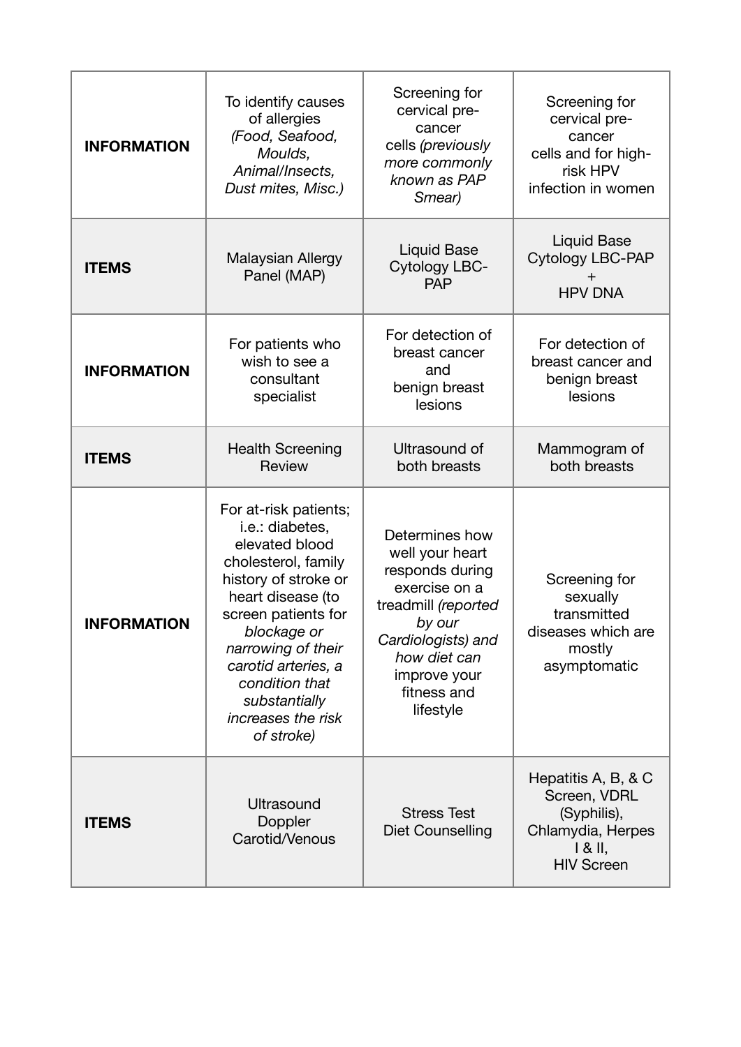| | | | |
|---|---|---|---|
| **INFORMATION** | To identify causes of allergies *(Food, Seafood, Moulds, Animal/Insects, Dust mites, Misc.)* | Screening for cervical pre-cancer cells *(previously more commonly known as PAP Smear)* | Screening for cervical pre-cancer cells and for high-risk HPV infection in women |
| **ITEMS** | Malaysian Allergy Panel (MAP) | Liquid Base Cytology LBC-PAP | Liquid Base Cytology LBC-PAP + HPV DNA |
| **INFORMATION** | For patients who wish to see a consultant specialist | For detection of breast cancer and benign breast lesions | For detection of breast cancer and benign breast lesions |
| **ITEMS** | Health Screening Review | Ultrasound of both breasts | Mammogram of both breasts |
| **INFORMATION** | For at-risk patients; i.e.: diabetes, elevated blood cholesterol, family history of stroke or heart disease (to screen patients for *blockage or narrowing of their carotid arteries, a condition that substantially increases the risk of stroke)* | Determines how well your heart responds during exercise on a treadmill *(reported by our Cardiologists) and how diet can* improve your fitness and lifestyle | Screening for sexually transmitted diseases which are mostly asymptomatic |
| **ITEMS** | Ultrasound Doppler Carotid/Venous | Stress Test Diet Counselling | Hepatitis A, B, & C Screen, VDRL (Syphilis), Chlamydia, Herpes I & II, HIV Screen |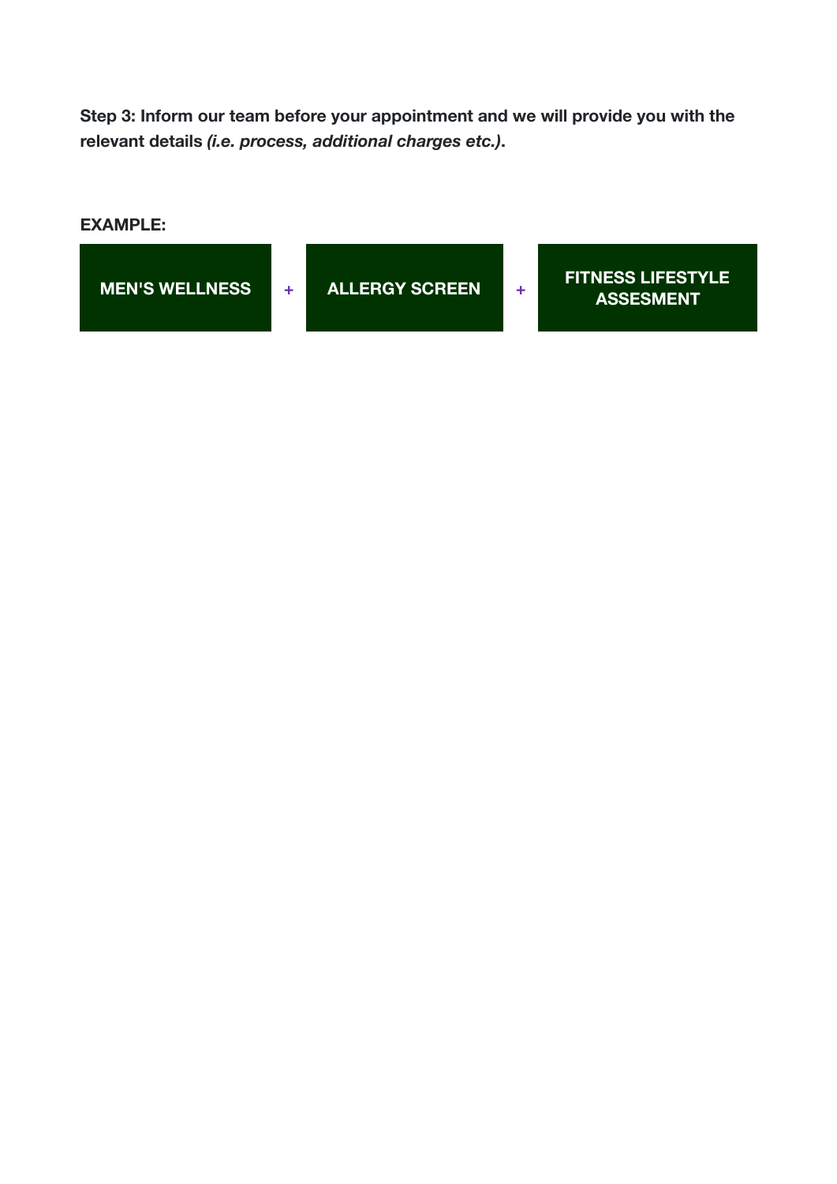**Step 3: Inform our team before your appointment and we will provide you with the relevant details *(i.e. process, additional charges etc.)*.**

**EXAMPLE:**

**MEN'S WELLNESS** + **ALLERGY SCREEN** + **FITNESS LIFESTYLE ASSESMENT**